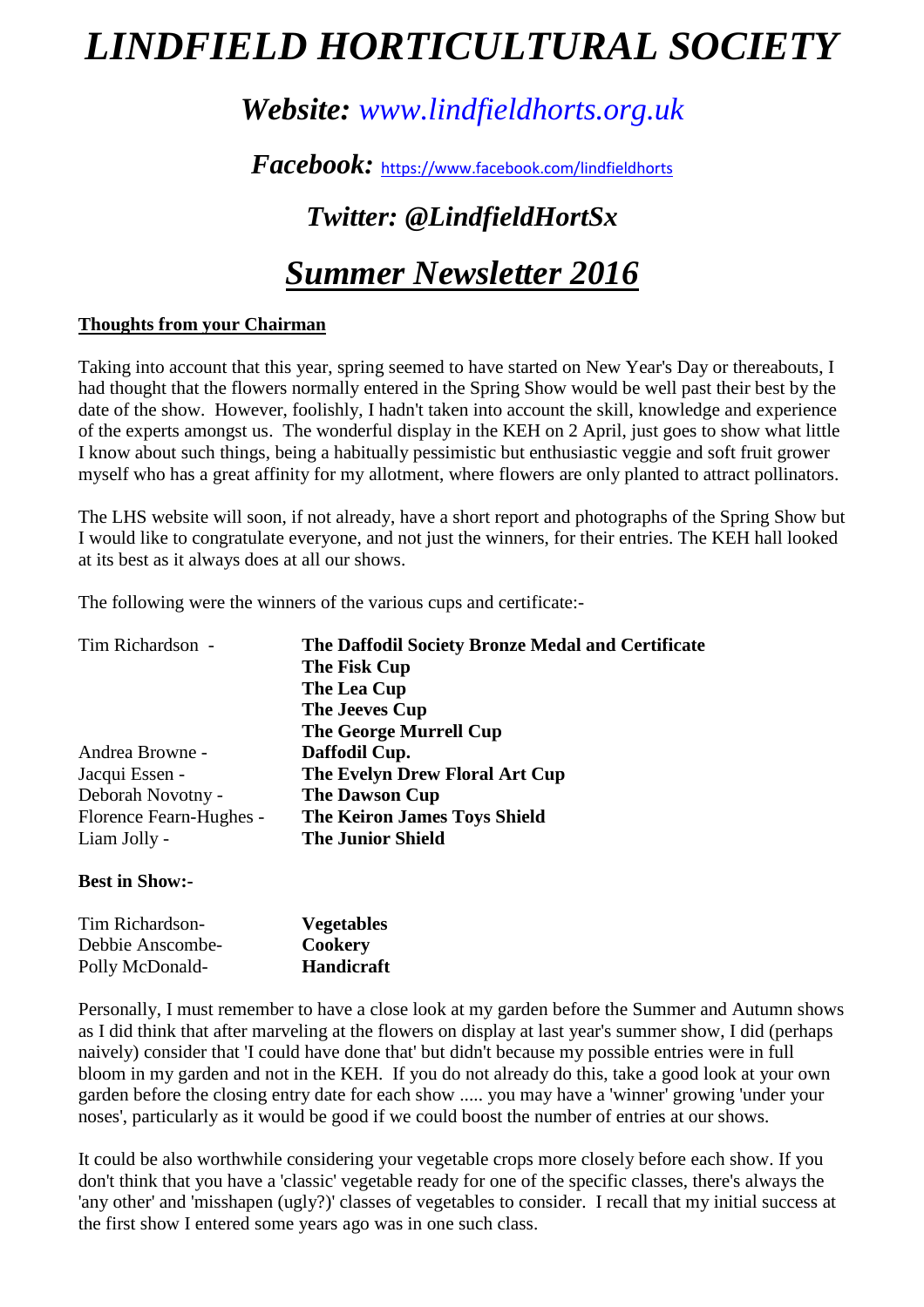# *LINDFIELD HORTICULTURAL SOCIETY*

## *Website: www.lindfieldhorts.org.uk*

### *Facebook:* https://www.facebook.com/lindfieldhorts

### *Twitter: @LindfieldHortSx*

## ***Summer Newsletter 2016***

**Thoughts from your Chairman**

Taking into account that this year, spring seemed to have started on New Year's Day or thereabouts, I had thought that the flowers normally entered in the Spring Show would be well past their best by the date of the show. However, foolishly, I hadn't taken into account the skill, knowledge and experience of the experts amongst us. The wonderful display in the KEH on 2 April, just goes to show what little I know about such things, being a habitually pessimistic but enthusiastic veggie and soft fruit grower myself who has a great affinity for my allotment, where flowers are only planted to attract pollinators.

The LHS website will soon, if not already, have a short report and photographs of the Spring Show but I would like to congratulate everyone, and not just the winners, for their entries. The KEH hall looked at its best as it always does at all our shows.

The following were the winners of the various cups and certificate:-

| | |
|---|---|
| Tim Richardson - | **The Daffodil Society Bronze Medal and Certificate** |
| | **The Fisk Cup** |
| | **The Lea Cup** |
| | **The Jeeves Cup** |
| | **The George Murrell Cup** |
| Andrea Browne - | **Daffodil Cup.** |
| Jacqui Essen - | **The Evelyn Drew Floral Art Cup** |
| Deborah Novotny - | **The Dawson Cup** |
| Florence Fearn-Hughes - | **The Keiron James Toys Shield** |
| Liam Jolly - | **The Junior Shield** |

**Best in Show:-**

| | |
|---|---|
| Tim Richardson- | **Vegetables** |
| Debbie Anscombe- | **Cookery** |
| Polly McDonald- | **Handicraft** |

Personally, I must remember to have a close look at my garden before the Summer and Autumn shows as I did think that after marveling at the flowers on display at last year's summer show, I did (perhaps naively) consider that 'I could have done that' but didn't because my possible entries were in full bloom in my garden and not in the KEH. If you do not already do this, take a good look at your own garden before the closing entry date for each show ..... you may have a 'winner' growing 'under your noses', particularly as it would be good if we could boost the number of entries at our shows.

It could be also worthwhile considering your vegetable crops more closely before each show. If you don't think that you have a 'classic' vegetable ready for one of the specific classes, there's always the 'any other' and 'misshapen (ugly?)' classes of vegetables to consider. I recall that my initial success at the first show I entered some years ago was in one such class.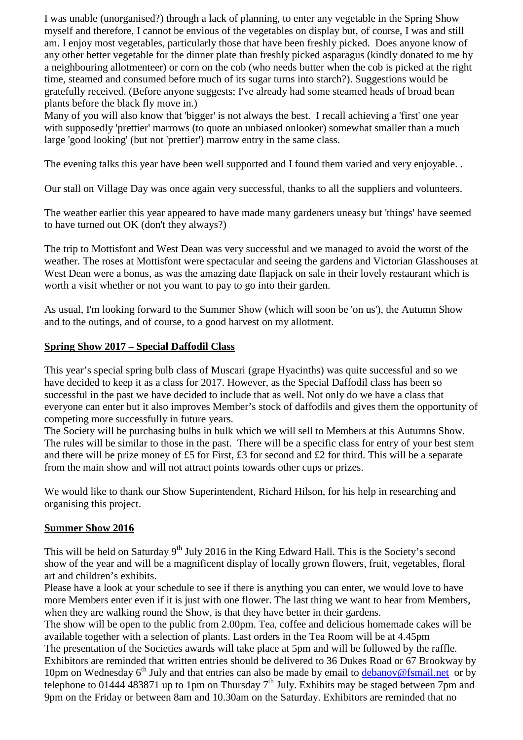I was unable (unorganised?) through a lack of planning, to enter any vegetable in the Spring Show myself and therefore, I cannot be envious of the vegetables on display but, of course, I was and still am. I enjoy most vegetables, particularly those that have been freshly picked. Does anyone know of any other better vegetable for the dinner plate than freshly picked asparagus (kindly donated to me by a neighbouring allotmenteer) or corn on the cob (who needs butter when the cob is picked at the right time, steamed and consumed before much of its sugar turns into starch?). Suggestions would be gratefully received. (Before anyone suggests; I've already had some steamed heads of broad bean plants before the black fly move in.)

Many of you will also know that 'bigger' is not always the best. I recall achieving a 'first' one year with supposedly 'prettier' marrows (to quote an unbiased onlooker) somewhat smaller than a much large 'good looking' (but not 'prettier') marrow entry in the same class.

The evening talks this year have been well supported and I found them varied and very enjoyable. .

Our stall on Village Day was once again very successful, thanks to all the suppliers and volunteers.

The weather earlier this year appeared to have made many gardeners uneasy but 'things' have seemed to have turned out OK (don't they always?)

The trip to Mottisfont and West Dean was very successful and we managed to avoid the worst of the weather. The roses at Mottisfont were spectacular and seeing the gardens and Victorian Glasshouses at West Dean were a bonus, as was the amazing date flapjack on sale in their lovely restaurant which is worth a visit whether or not you want to pay to go into their garden.

As usual, I'm looking forward to the Summer Show (which will soon be 'on us'), the Autumn Show and to the outings, and of course, to a good harvest on my allotment.

## Spring Show 2017 – Special Daffodil Class

This year's special spring bulb class of Muscari (grape Hyacinths) was quite successful and so we have decided to keep it as a class for 2017. However, as the Special Daffodil class has been so successful in the past we have decided to include that as well. Not only do we have a class that everyone can enter but it also improves Member's stock of daffodils and gives them the opportunity of competing more successfully in future years.

The Society will be purchasing bulbs in bulk which we will sell to Members at this Autumns Show. The rules will be similar to those in the past. There will be a specific class for entry of your best stem and there will be prize money of £5 for First, £3 for second and £2 for third. This will be a separate from the main show and will not attract points towards other cups or prizes.

We would like to thank our Show Superintendent, Richard Hilson, for his help in researching and organising this project.

## Summer Show 2016

This will be held on Saturday 9th July 2016 in the King Edward Hall. This is the Society's second show of the year and will be a magnificent display of locally grown flowers, fruit, vegetables, floral art and children's exhibits.

Please have a look at your schedule to see if there is anything you can enter, we would love to have more Members enter even if it is just with one flower. The last thing we want to hear from Members, when they are walking round the Show, is that they have better in their gardens.

The show will be open to the public from 2.00pm. Tea, coffee and delicious homemade cakes will be available together with a selection of plants. Last orders in the Tea Room will be at 4.45pm

The presentation of the Societies awards will take place at 5pm and will be followed by the raffle. Exhibitors are reminded that written entries should be delivered to 36 Dukes Road or 67 Brookway by 10pm on Wednesday 6th July and that entries can also be made by email to debanov@fsmail.net or by telephone to 01444 483871 up to 1pm on Thursday 7th July. Exhibits may be staged between 7pm and 9pm on the Friday or between 8am and 10.30am on the Saturday. Exhibitors are reminded that no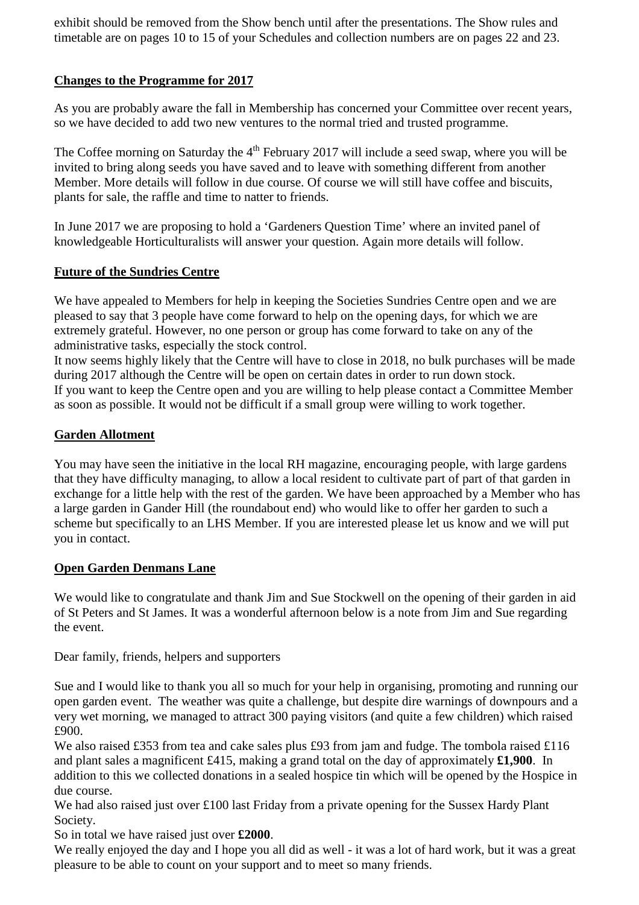exhibit should be removed from the Show bench until after the presentations. The Show rules and timetable are on pages 10 to 15 of your Schedules and collection numbers are on pages 22 and 23.

## Changes to the Programme for 2017

As you are probably aware the fall in Membership has concerned your Committee over recent years, so we have decided to add two new ventures to the normal tried and trusted programme.

The Coffee morning on Saturday the 4th February 2017 will include a seed swap, where you will be invited to bring along seeds you have saved and to leave with something different from another Member. More details will follow in due course. Of course we will still have coffee and biscuits, plants for sale, the raffle and time to natter to friends.

In June 2017 we are proposing to hold a 'Gardeners Question Time' where an invited panel of knowledgeable Horticulturalists will answer your question. Again more details will follow.

## Future of the Sundries Centre

We have appealed to Members for help in keeping the Societies Sundries Centre open and we are pleased to say that 3 people have come forward to help on the opening days, for which we are extremely grateful. However, no one person or group has come forward to take on any of the administrative tasks, especially the stock control.

It now seems highly likely that the Centre will have to close in 2018, no bulk purchases will be made during 2017 although the Centre will be open on certain dates in order to run down stock.

If you want to keep the Centre open and you are willing to help please contact a Committee Member as soon as possible. It would not be difficult if a small group were willing to work together.

## Garden Allotment

You may have seen the initiative in the local RH magazine, encouraging people, with large gardens that they have difficulty managing, to allow a local resident to cultivate part of part of that garden in exchange for a little help with the rest of the garden. We have been approached by a Member who has a large garden in Gander Hill (the roundabout end) who would like to offer her garden to such a scheme but specifically to an LHS Member. If you are interested please let us know and we will put you in contact.

## Open Garden Denmans Lane

We would like to congratulate and thank Jim and Sue Stockwell on the opening of their garden in aid of St Peters and St James. It was a wonderful afternoon below is a note from Jim and Sue regarding the event.

Dear family, friends, helpers and supporters

Sue and I would like to thank you all so much for your help in organising, promoting and running our open garden event. The weather was quite a challenge, but despite dire warnings of downpours and a very wet morning, we managed to attract 300 paying visitors (and quite a few children) which raised £900.

We also raised £353 from tea and cake sales plus £93 from jam and fudge. The tombola raised £116 and plant sales a magnificent £415, making a grand total on the day of approximately **£1,900**. In addition to this we collected donations in a sealed hospice tin which will be opened by the Hospice in due course.

We had also raised just over £100 last Friday from a private opening for the Sussex Hardy Plant Society.

So in total we have raised just over **£2000**.

We really enjoyed the day and I hope you all did as well - it was a lot of hard work, but it was a great pleasure to be able to count on your support and to meet so many friends.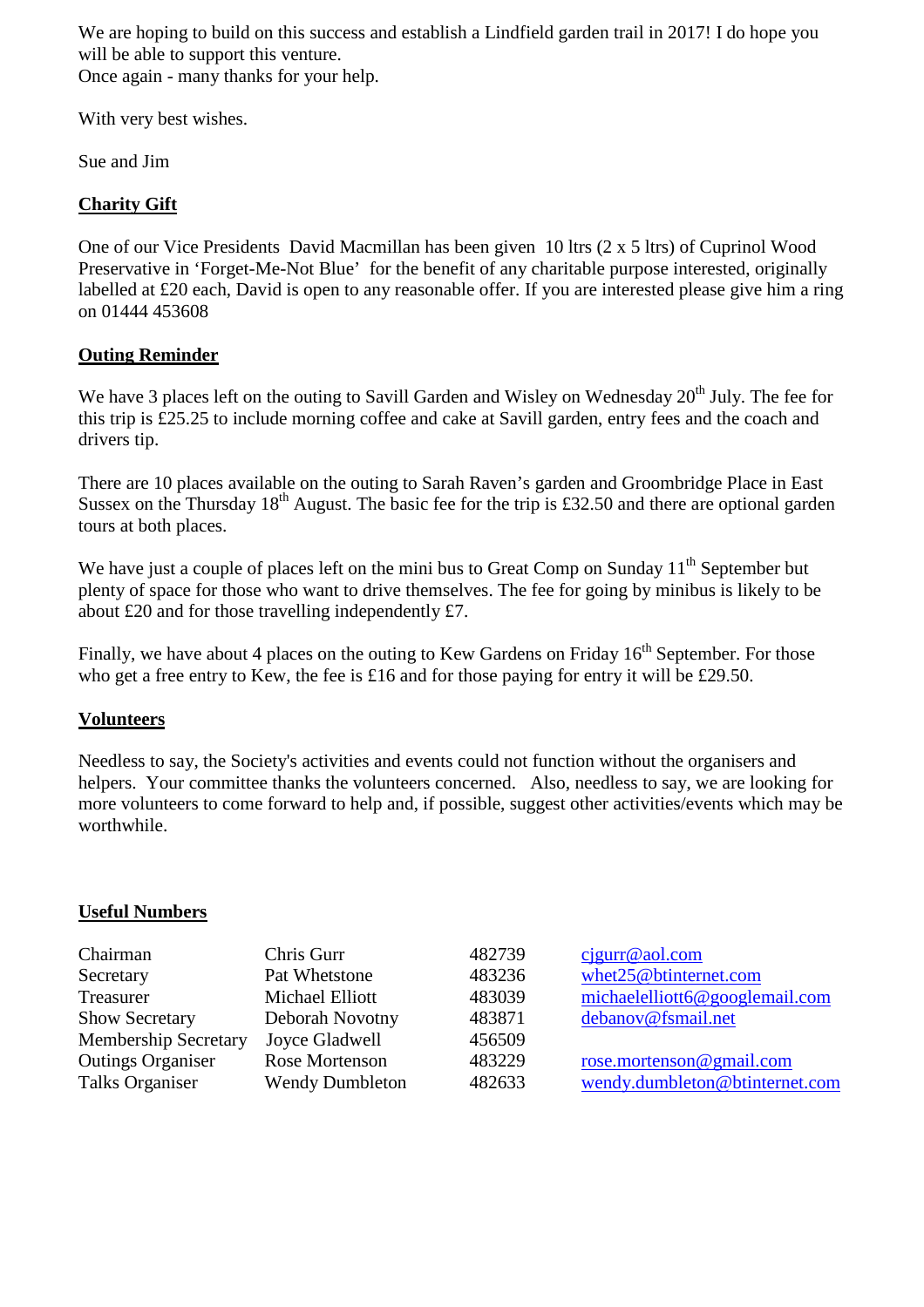We are hoping to build on this success and establish a Lindfield garden trail in 2017! I do hope you will be able to support this venture.
Once again - many thanks for your help.

With very best wishes.

Sue and Jim

## Charity Gift

One of our Vice Presidents David Macmillan has been given 10 ltrs (2 x 5 ltrs) of Cuprinol Wood Preservative in 'Forget-Me-Not Blue' for the benefit of any charitable purpose interested, originally labelled at £20 each, David is open to any reasonable offer. If you are interested please give him a ring on 01444 453608

## Outing Reminder

We have 3 places left on the outing to Savill Garden and Wisley on Wednesday 20th July. The fee for this trip is £25.25 to include morning coffee and cake at Savill garden, entry fees and the coach and drivers tip.

There are 10 places available on the outing to Sarah Raven's garden and Groombridge Place in East Sussex on the Thursday 18th August. The basic fee for the trip is £32.50 and there are optional garden tours at both places.

We have just a couple of places left on the mini bus to Great Comp on Sunday 11th September but plenty of space for those who want to drive themselves. The fee for going by minibus is likely to be about £20 and for those travelling independently £7.

Finally, we have about 4 places on the outing to Kew Gardens on Friday 16th September. For those who get a free entry to Kew, the fee is £16 and for those paying for entry it will be £29.50.

## Volunteers

Needless to say, the Society's activities and events could not function without the organisers and helpers. Your committee thanks the volunteers concerned. Also, needless to say, we are looking for more volunteers to come forward to help and, if possible, suggest other activities/events which may be worthwhile.

## Useful Numbers

| | | | |
|---|---|---|---|
| Chairman | Chris Gurr | 482739 | cjgurr@aol.com |
| Secretary | Pat Whetstone | 483236 | whet25@btinternet.com |
| Treasurer | Michael Elliott | 483039 | michaelelliott6@googlemail.com |
| Show Secretary | Deborah Novotny | 483871 | debanov@fsmail.net |
| Membership Secretary | Joyce Gladwell | 456509 | |
| Outings Organiser | Rose Mortenson | 483229 | rose.mortenson@gmail.com |
| Talks Organiser | Wendy Dumbleton | 482633 | wendy.dumbleton@btinternet.com |